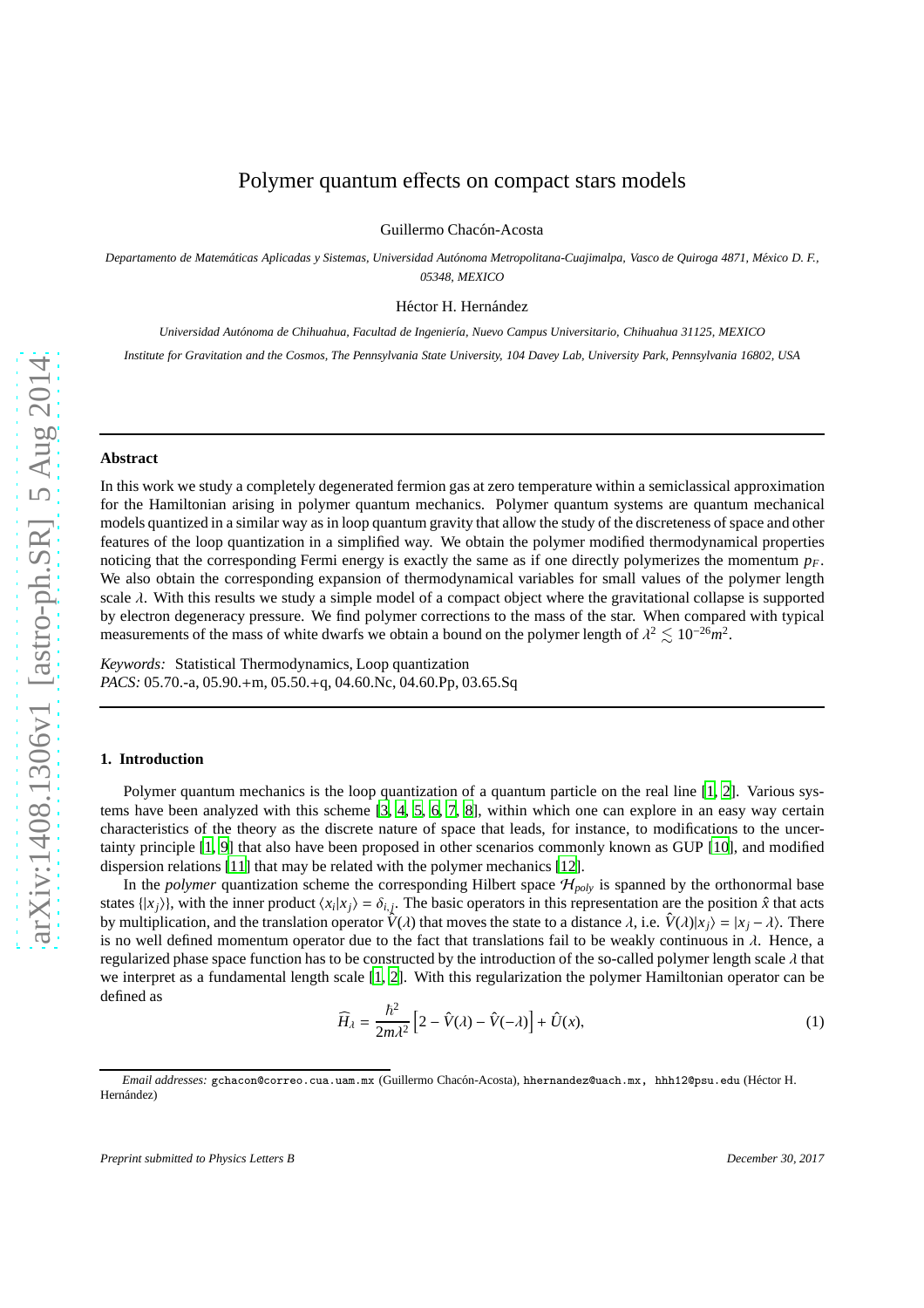# Polymer quantum effects on compact stars models

Guillermo Chacón-Acosta

*Departamento de Matemáticas Aplicadas y Sistemas, Universidad Autónoma Metropolitana-Cuajimalpa, Vasco de Quiroga 4871, México D. F., 05348, MEXICO*

Héctor H. Hernández

*Universidad Autónoma de Chihuahua, Facultad de Ingeniería, Nuevo Campus Universitario, Chihuahua 31125, MEXICO*

*Institute for Gravitation and the Cosmos, The Pennsylvania State University, 104 Davey Lab, University Park, Pennsylvania 16802, USA*

## Abstract

In this work we study a completely degenerated fermion gas at zero temperature within a semiclassical approximation for the Hamiltonian arising in polymer quantum mechanics. Polymer quantum systems are quantum mechanical models quantized in a similar way as in loop quantum gravity that allow the study of the discreteness of space and other features of the loop quantization in a simplified way. We obtain the polymer modified thermodynamical properties noticing that the corresponding Fermi energy is exactly the same as if one directly polymerizes the momentum $p_F$. We also obtain the corresponding expansion of thermodynamical variables for small values of the polymer length scale $\lambda$. With this results we study a simple model of a compact object where the gravitational collapse is supported by electron degeneracy pressure. We find polymer corrections to the mass of the star. When compared with typical measurements of the mass of white dwarfs we obtain a bound on the polymer length of $\lambda^2 \lesssim 10^{-26}m^2$.

*Keywords:* Statistical Thermodynamics, Loop quantization
*PACS:* 05.70.-a, 05.90.+m, 05.50.+q, 04.60.Nc, 04.60.Pp, 03.65.Sq

## 1. Introduction

Polymer quantum mechanics is the loop quantization of a quantum particle on the real line [1, 2]. Various systems have been analyzed with this scheme [3, 4, 5, 6, 7, 8], within which one can explore in an easy way certain characteristics of the theory as the discrete nature of space that leads, for instance, to modifications to the uncertainty principle [1, 9] that also have been proposed in other scenarios commonly known as GUP [10], and modified dispersion relations [11] that may be related with the polymer mechanics [12].

In the *polymer* quantization scheme the corresponding Hilbert space $\mathcal{H}_{poly}$ is spanned by the orthonormal base states $\{|x_j\rangle\}$, with the inner product $\langle x_i|x_j\rangle = \delta_{i,j}$. The basic operators in this representation are the position $\hat{x}$ that acts by multiplication, and the translation operator $\hat{V}(\lambda)$ that moves the state to a distance $\lambda$, i.e. $\hat{V}(\lambda)|x_j\rangle = |x_j - \lambda\rangle$. There is no well defined momentum operator due to the fact that translations fail to be weakly continuous in $\lambda$. Hence, a regularized phase space function has to be constructed by the introduction of the so-called polymer length scale $\lambda$ that we interpret as a fundamental length scale [1, 2]. With this regularization the polymer Hamiltonian operator can be defined as

$$\widehat{H}_\lambda = \frac{\hbar^2}{2m\lambda^2}\left[2 - \hat{V}(\lambda) - \hat{V}(-\lambda)\right] + \hat{U}(x), \tag{1}$$

---

*Email addresses:* gchacon@correo.cua.uam.mx (Guillermo Chacón-Acosta), hhernandez@uach.mx, hhh12@psu.edu (Héctor H. Hernández)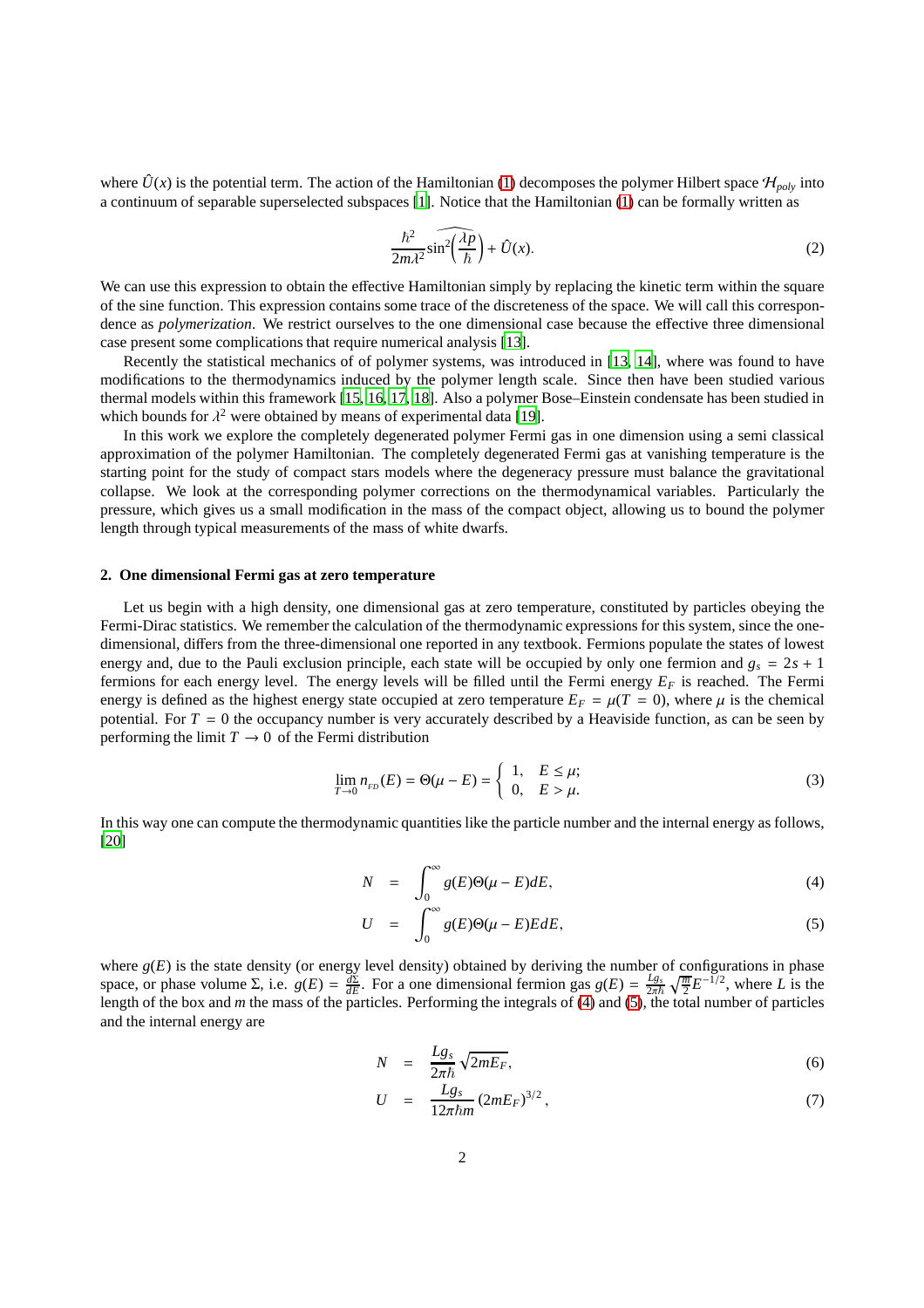where $\hat{U}(x)$ is the potential term. The action of the Hamiltonian (1) decomposes the polymer Hilbert space $\mathcal{H}_{poly}$ into a continuum of separable superselected subspaces [1]. Notice that the Hamiltonian (1) can be formally written as

$$\frac{\hbar^2}{2m\lambda^2}\widehat{\sin^2\left(\frac{\lambda p}{\hbar}\right)} + \hat{U}(x). \tag{2}$$

We can use this expression to obtain the effective Hamiltonian simply by replacing the kinetic term within the square of the sine function. This expression contains some trace of the discreteness of the space. We will call this correspondence as *polymerization*. We restrict ourselves to the one dimensional case because the effective three dimensional case present some complications that require numerical analysis [13].

Recently the statistical mechanics of of polymer systems, was introduced in [13, 14], where was found to have modifications to the thermodynamics induced by the polymer length scale. Since then have been studied various thermal models within this framework [15, 16, 17, 18]. Also a polymer Bose–Einstein condensate has been studied in which bounds for $\lambda^2$ were obtained by means of experimental data [19].

In this work we explore the completely degenerated polymer Fermi gas in one dimension using a semi classical approximation of the polymer Hamiltonian. The completely degenerated Fermi gas at vanishing temperature is the starting point for the study of compact stars models where the degeneracy pressure must balance the gravitational collapse. We look at the corresponding polymer corrections on the thermodynamical variables. Particularly the pressure, which gives us a small modification in the mass of the compact object, allowing us to bound the polymer length through typical measurements of the mass of white dwarfs.

## 2. One dimensional Fermi gas at zero temperature

Let us begin with a high density, one dimensional gas at zero temperature, constituted by particles obeying the Fermi-Dirac statistics. We remember the calculation of the thermodynamic expressions for this system, since the one-dimensional, differs from the three-dimensional one reported in any textbook. Fermions populate the states of lowest energy and, due to the Pauli exclusion principle, each state will be occupied by only one fermion and $g_s = 2s + 1$ fermions for each energy level. The energy levels will be filled until the Fermi energy $E_F$ is reached. The Fermi energy is defined as the highest energy state occupied at zero temperature $E_F = \mu(T = 0)$, where $\mu$ is the chemical potential. For $T = 0$ the occupancy number is very accurately described by a Heaviside function, as can be seen by performing the limit $T \to 0$ of the Fermi distribution

$$\lim_{T\to 0} n_{_{FD}}(E) = \Theta(\mu - E) = \begin{cases} 1, & E \leq \mu; \\ 0, & E > \mu. \end{cases} \tag{3}$$

In this way one can compute the thermodynamic quantities like the particle number and the internal energy as follows, [20]

$$N = \int_0^\infty g(E)\Theta(\mu - E)dE, \tag{4}$$

$$U = \int_0^\infty g(E)\Theta(\mu - E)EdE, \tag{5}$$

where $g(E)$ is the state density (or energy level density) obtained by deriving the number of configurations in phase space, or phase volume $\Sigma$, i.e. $g(E) = \frac{d\Sigma}{dE}$. For a one dimensional fermion gas $g(E) = \frac{Lg_s}{2\pi\hbar}\sqrt{\frac{m}{2}}E^{-1/2}$, where $L$ is the length of the box and $m$ the mass of the particles. Performing the integrals of (4) and (5), the total number of particles and the internal energy are

$$N = \frac{Lg_s}{2\pi\hbar}\sqrt{2mE_F}, \tag{6}$$

$$U = \frac{Lg_s}{12\pi\hbar m}\left(2mE_F\right)^{3/2}, \tag{7}$$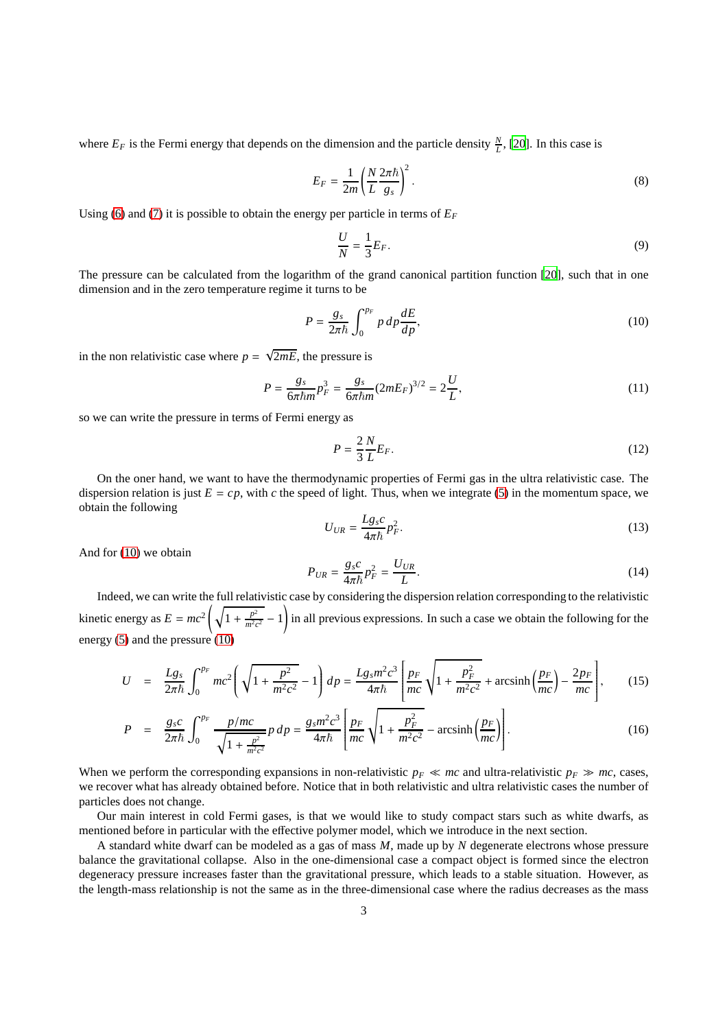where $E_F$ is the Fermi energy that depends on the dimension and the particle density $\frac{N}{L}$, [20]. In this case is

$$E_F = \frac{1}{2m}\left(\frac{N}{L}\frac{2\pi\hbar}{g_s}\right)^2. \tag{8}$$

Using (6) and (7) it is possible to obtain the energy per particle in terms of $E_F$

$$\frac{U}{N} = \frac{1}{3}E_F. \tag{9}$$

The pressure can be calculated from the logarithm of the grand canonical partition function [20], such that in one dimension and in the zero temperature regime it turns to be

$$P = \frac{g_s}{2\pi\hbar}\int_0^{p_F} p\, dp \frac{dE}{dp}, \tag{10}$$

in the non relativistic case where $p = \sqrt{2mE}$, the pressure is

$$P = \frac{g_s}{6\pi\hbar m}p_F^3 = \frac{g_s}{6\pi\hbar m}(2mE_F)^{3/2} = 2\frac{U}{L}, \tag{11}$$

so we can write the pressure in terms of Fermi energy as

$$P = \frac{2}{3}\frac{N}{L}E_F. \tag{12}$$

On the oner hand, we want to have the thermodynamic properties of Fermi gas in the ultra relativistic case. The dispersion relation is just $E = cp$, with $c$ the speed of light. Thus, when we integrate (5) in the momentum space, we obtain the following

$$U_{UR} = \frac{Lg_s c}{4\pi\hbar}p_F^2. \tag{13}$$

And for (10) we obtain

$$P_{UR} = \frac{g_s c}{4\pi\hbar}p_F^2 = \frac{U_{UR}}{L}. \tag{14}$$

Indeed, we can write the full relativistic case by considering the dispersion relation corresponding to the relativistic kinetic energy as $E = mc^2\left(\sqrt{1+\frac{p^2}{m^2c^2}} - 1\right)$ in all previous expressions. In such a case we obtain the following for the energy (5) and the pressure (10)

$$U = \frac{Lg_s}{2\pi\hbar}\int_0^{p_F} mc^2\left(\sqrt{1+\frac{p^2}{m^2c^2}} - 1\right)dp = \frac{Lg_s m^2c^3}{4\pi\hbar}\left[\frac{p_F}{mc}\sqrt{1+\frac{p_F^2}{m^2c^2}} + \operatorname{arcsinh}\left(\frac{p_F}{mc}\right) - \frac{2p_F}{mc}\right], \tag{15}$$

$$P = \frac{g_s c}{2\pi\hbar}\int_0^{p_F} \frac{p/mc}{\sqrt{1+\frac{p^2}{m^2c^2}}}p\, dp = \frac{g_s m^2c^3}{4\pi\hbar}\left[\frac{p_F}{mc}\sqrt{1+\frac{p_F^2}{m^2c^2}} - \operatorname{arcsinh}\left(\frac{p_F}{mc}\right)\right]. \tag{16}$$

When we perform the corresponding expansions in non-relativistic $p_F \ll mc$ and ultra-relativistic $p_F \gg mc$, cases, we recover what has already obtained before. Notice that in both relativistic and ultra relativistic cases the number of particles does not change.

Our main interest in cold Fermi gases, is that we would like to study compact stars such as white dwarfs, as mentioned before in particular with the effective polymer model, which we introduce in the next section.

A standard white dwarf can be modeled as a gas of mass $M$, made up by $N$ degenerate electrons whose pressure balance the gravitational collapse. Also in the one-dimensional case a compact object is formed since the electron degeneracy pressure increases faster than the gravitational pressure, which leads to a stable situation. However, as the length-mass relationship is not the same as in the three-dimensional case where the radius decreases as the mass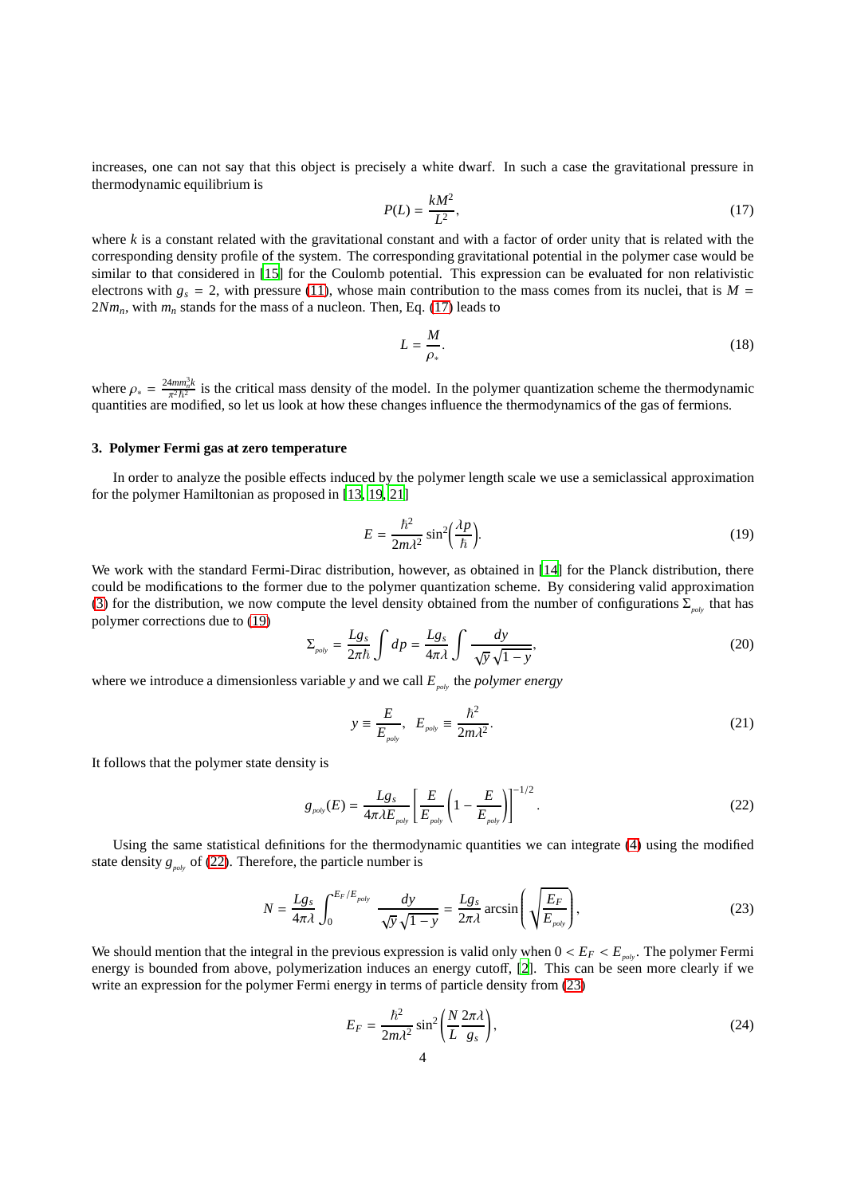increases, one can not say that this object is precisely a white dwarf. In such a case the gravitational pressure in thermodynamic equilibrium is

$$P(L) = \frac{kM^2}{L^2}, \tag{17}$$

where $k$ is a constant related with the gravitational constant and with a factor of order unity that is related with the corresponding density profile of the system. The corresponding gravitational potential in the polymer case would be similar to that considered in [15] for the Coulomb potential. This expression can be evaluated for non relativistic electrons with $g_s = 2$, with pressure (11), whose main contribution to the mass comes from its nuclei, that is $M = 2Nm_n$, with $m_n$ stands for the mass of a nucleon. Then, Eq. (17) leads to

$$L = \frac{M}{\rho_*}. \tag{18}$$

where $\rho_* = \frac{24mm_n^3k}{\pi^2\hbar^2}$ is the critical mass density of the model. In the polymer quantization scheme the thermodynamic quantities are modified, so let us look at how these changes influence the thermodynamics of the gas of fermions.

### 3. Polymer Fermi gas at zero temperature

In order to analyze the posible effects induced by the polymer length scale we use a semiclassical approximation for the polymer Hamiltonian as proposed in [13, 19, 21]

$$E = \frac{\hbar^2}{2m\lambda^2}\sin^2\!\left(\frac{\lambda p}{\hbar}\right). \tag{19}$$

We work with the standard Fermi-Dirac distribution, however, as obtained in [14] for the Planck distribution, there could be modifications to the former due to the polymer quantization scheme. By considering valid approximation (3) for the distribution, we now compute the level density obtained from the number of configurations $\Sigma_{poly}$ that has polymer corrections due to (19)

$$\Sigma_{poly} = \frac{Lg_s}{2\pi\hbar}\int dp = \frac{Lg_s}{4\pi\lambda}\int \frac{dy}{\sqrt{y}\sqrt{1-y}}, \tag{20}$$

where we introduce a dimensionless variable $y$ and we call $E_{poly}$ the *polymer energy*

$$y \equiv \frac{E}{E_{poly}}, \quad E_{poly} \equiv \frac{\hbar^2}{2m\lambda^2}. \tag{21}$$

It follows that the polymer state density is

$$g_{poly}(E) = \frac{Lg_s}{4\pi\lambda E_{poly}}\left[\frac{E}{E_{poly}}\left(1 - \frac{E}{E_{poly}}\right)\right]^{-1/2}. \tag{22}$$

Using the same statistical definitions for the thermodynamic quantities we can integrate (4) using the modified state density $g_{poly}$ of (22). Therefore, the particle number is

$$N = \frac{Lg_s}{4\pi\lambda}\int_0^{E_F/E_{poly}} \frac{dy}{\sqrt{y}\sqrt{1-y}} = \frac{Lg_s}{2\pi\lambda}\arcsin\left(\sqrt{\frac{E_F}{E_{poly}}}\right), \tag{23}$$

We should mention that the integral in the previous expression is valid only when $0 < E_F < E_{poly}$. The polymer Fermi energy is bounded from above, polymerization induces an energy cutoff, [2]. This can be seen more clearly if we write an expression for the polymer Fermi energy in terms of particle density from (23)

$$E_F = \frac{\hbar^2}{2m\lambda^2}\sin^2\left(\frac{N}{L}\frac{2\pi\lambda}{g_s}\right), \tag{24}$$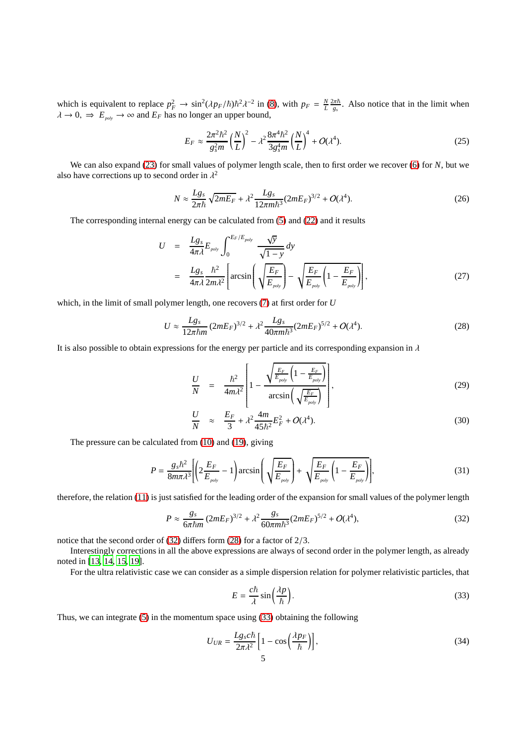which is equivalent to replace $p_F^2 \to \sin^2(\lambda p_F/\hbar)\hbar^2\lambda^{-2}$ in (8), with $p_F = \frac{N}{L}\frac{2\pi\hbar}{g_s}$. Also notice that in the limit when $\lambda \to 0$, $\Rightarrow$ $E_{_{poly}} \to \infty$ and $E_F$ has no longer an upper bound,

$$
E_F \approx \frac{2\pi^2\hbar^2}{g_s^2 m}\left(\frac{N}{L}\right)^2 - \lambda^2 \frac{8\pi^4\hbar^2}{3g_s^4 m}\left(\frac{N}{L}\right)^4 + O(\lambda^4). \tag{25}
$$

We can also expand (23) for small values of polymer length scale, then to first order we recover (6) for $N$, but we also have corrections up to second order in $\lambda^2$

$$
N \approx \frac{Lg_s}{2\pi\hbar}\sqrt{2mE_F} + \lambda^2 \frac{Lg_s}{12\pi m\hbar^3}(2mE_F)^{3/2} + O(\lambda^4). \tag{26}
$$

The corresponding internal energy can be calculated from (5) and (22) and it results

$$
\begin{aligned}
U &= \frac{Lg_s}{4\pi\lambda}E_{_{poly}}\int_0^{E_F/E_{_{poly}}} \frac{\sqrt{y}}{\sqrt{1-y}}\,dy \\
&= \frac{Lg_s}{4\pi\lambda}\frac{\hbar^2}{2m\lambda^2}\left[\arcsin\left(\sqrt{\frac{E_F}{E_{_{poly}}}}\right) - \sqrt{\frac{E_F}{E_{_{poly}}}\left(1-\frac{E_F}{E_{_{poly}}}\right)}\right],
\end{aligned} \tag{27}
$$

which, in the limit of small polymer length, one recovers (7) at first order for $U$

$$
U \approx \frac{Lg_s}{12\pi\hbar m}(2mE_F)^{3/2} + \lambda^2 \frac{Lg_s}{40\pi m\hbar^3}(2mE_F)^{5/2} + O(\lambda^4). \tag{28}
$$

It is also possible to obtain expressions for the energy per particle and its corresponding expansion in $\lambda$

$$
\frac{U}{N} = \frac{\hbar^2}{4m\lambda^2}\left[1 - \frac{\sqrt{\frac{E_F}{E_{_{poly}}}\left(1-\frac{E_F}{E_{_{poly}}}\right)}}{\arcsin\left(\sqrt{\frac{E_F}{E_{_{poly}}}}\right)}\right], \tag{29}
$$

$$
\frac{U}{N} \approx \frac{E_F}{3} + \lambda^2 \frac{4m}{45\hbar^2}E_F^2 + O(\lambda^4). \tag{30}
$$

The pressure can be calculated from (10) and (19), giving

$$
P = \frac{g_s\hbar^2}{8m\pi\lambda^3}\left[\left(2\frac{E_F}{E_{_{poly}}} - 1\right)\arcsin\left(\sqrt{\frac{E_F}{E_{_{poly}}}}\right) + \sqrt{\frac{E_F}{E_{_{poly}}}\left(1-\frac{E_F}{E_{_{poly}}}\right)}\right], \tag{31}
$$

therefore, the relation (11) is just satisfied for the leading order of the expansion for small values of the polymer length

$$
P \approx \frac{g_s}{6\pi\hbar m}(2mE_F)^{3/2} + \lambda^2 \frac{g_s}{60\pi m\hbar^3}(2mE_F)^{5/2} + O(\lambda^4), \tag{32}
$$

notice that the second order of (32) differs form (28) for a factor of $2/3$.

Interestingly corrections in all the above expressions are always of second order in the polymer length, as already noted in [13, 14, 15, 19].

For the ultra relativistic case we can consider as a simple dispersion relation for polymer relativistic particles, that

$$
E = \frac{c\hbar}{\lambda}\sin\left(\frac{\lambda p}{\hbar}\right). \tag{33}
$$

Thus, we can integrate (5) in the momentum space using (33) obtaining the following

$$
U_{UR} = \frac{Lg_s c\hbar}{2\pi\lambda^2}\left[1 - \cos\left(\frac{\lambda p_F}{\hbar}\right)\right], \tag{34}
$$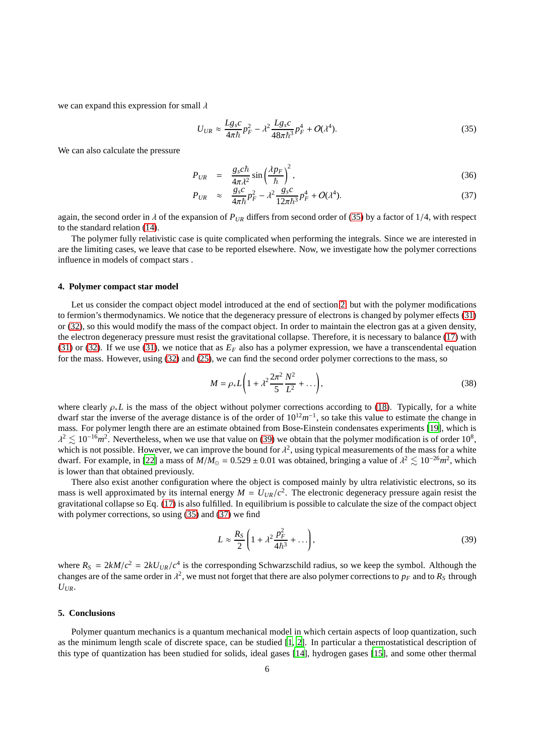we can expand this expression for small $\lambda$

$$U_{UR} \approx \frac{Lg_s c}{4\pi\hbar} p_F^2 - \lambda^2 \frac{Lg_s c}{48\pi\hbar^3} p_F^4 + O(\lambda^4). \tag{35}$$

We can also calculate the pressure

$$P_{UR} = \frac{g_s c\hbar}{4\pi\lambda^2} \sin\left(\frac{\lambda p_F}{\hbar}\right)^2, \tag{36}$$

$$P_{UR} \approx \frac{g_s c}{4\pi\hbar} p_F^2 - \lambda^2 \frac{g_s c}{12\pi\hbar^3} p_F^4 + O(\lambda^4). \tag{37}$$

again, the second order in $\lambda$ of the expansion of $P_{UR}$ differs from second order of (35) by a factor of $1/4$, with respect to the standard relation (14).

The polymer fully relativistic case is quite complicated when performing the integrals. Since we are interested in are the limiting cases, we leave that case to be reported elsewhere. Now, we investigate how the polymer corrections influence in models of compact stars .

## 4. Polymer compact star model

Let us consider the compact object model introduced at the end of section 2, but with the polymer modifications to fermion's thermodynamics. We notice that the degeneracy pressure of electrons is changed by polymer effects (31) or (32), so this would modify the mass of the compact object. In order to maintain the electron gas at a given density, the electron degeneracy pressure must resist the gravitational collapse. Therefore, it is necessary to balance (17) with (31) or (32). If we use (31), we notice that as $E_F$ also has a polymer expression, we have a transcendental equation for the mass. However, using (32) and (25), we can find the second order polymer corrections to the mass, so

$$M = \rho_* L\left(1 + \lambda^2 \frac{2\pi^2}{5} \frac{N^2}{L^2} + \dots\right), \tag{38}$$

where clearly $\rho_* L$ is the mass of the object without polymer corrections according to (18). Typically, for a white dwarf star the inverse of the average distance is of the order of $10^{12} m^{-1}$, so take this value to estimate the change in mass. For polymer length there are an estimate obtained from Bose-Einstein condensates experiments [19], which is $\lambda^2 \lesssim 10^{-16} m^2$. Nevertheless, when we use that value on (39) we obtain that the polymer modification is of order $10^8$, which is not possible. However, we can improve the bound for $\lambda^2$, using typical measurements of the mass for a white dwarf. For example, in [22] a mass of $M/M_\odot = 0.529 \pm 0.01$ was obtained, bringing a value of $\lambda^2 \lesssim 10^{-26} m^2$, which is lower than that obtained previously.

There also exist another configuration where the object is composed mainly by ultra relativistic electrons, so its mass is well approximated by its internal energy $M = U_{UR}/c^2$. The electronic degeneracy pressure again resist the gravitational collapse so Eq. (17) is also fulfilled. In equilibrium is possible to calculate the size of the compact object with polymer corrections, so using (35) and (37) we find

$$L \approx \frac{R_S}{2}\left(1 + \lambda^2 \frac{p_F^2}{4\hbar^3} + \dots\right), \tag{39}$$

where $R_S = 2kM/c^2 = 2kU_{UR}/c^4$ is the corresponding Schwarzschild radius, so we keep the symbol. Although the changes are of the same order in $\lambda^2$, we must not forget that there are also polymer corrections to $p_F$ and to $R_S$ through $U_{UR}$.

## 5. Conclusions

Polymer quantum mechanics is a quantum mechanical model in which certain aspects of loop quantization, such as the minimum length scale of discrete space, can be studied [1, 2]. In particular a thermostatistical description of this type of quantization has been studied for solids, ideal gases [14], hydrogen gases [15], and some other thermal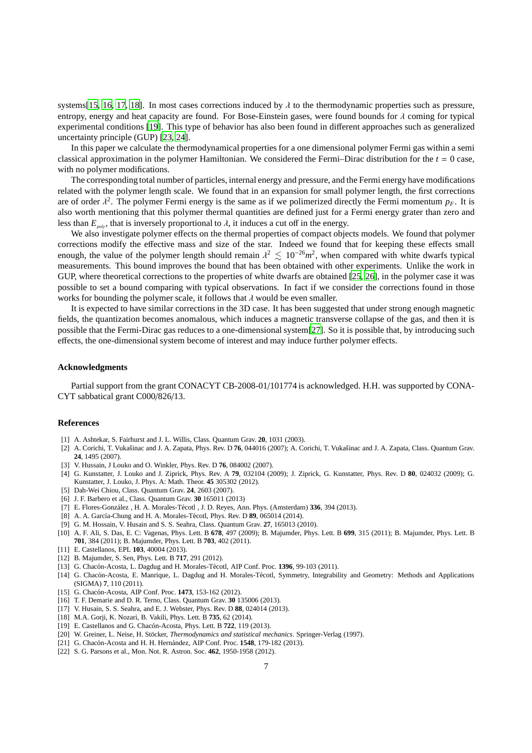systems[15, 16, 17, 18]. In most cases corrections induced by $\lambda$ to the thermodynamic properties such as pressure, entropy, energy and heat capacity are found. For Bose-Einstein gases, were found bounds for $\lambda$ coming for typical experimental conditions [19]. This type of behavior has also been found in different approaches such as generalized uncertainty principle (GUP) [23, 24].

In this paper we calculate the thermodynamical properties for a one dimensional polymer Fermi gas within a semi classical approximation in the polymer Hamiltonian. We considered the Fermi–Dirac distribution for the $t = 0$ case, with no polymer modifications.

The corresponding total number of particles, internal energy and pressure, and the Fermi energy have modifications related with the polymer length scale. We found that in an expansion for small polymer length, the first corrections are of order $\lambda^2$. The polymer Fermi energy is the same as if we polimerized directly the Fermi momentum $p_F$. It is also worth mentioning that this polymer thermal quantities are defined just for a Fermi energy grater than zero and less than $E_{poly}$, that is inversely proportional to $\lambda$, it induces a cut off in the energy.

We also investigate polymer effects on the thermal properties of compact objects models. We found that polymer corrections modify the effective mass and size of the star. Indeed we found that for keeping these effects small enough, the value of the polymer length should remain $\lambda^2 \lesssim 10^{-26} m^2$, when compared with white dwarfs typical measurements. This bound improves the bound that has been obtained with other experiments. Unlike the work in GUP, where theoretical corrections to the properties of white dwarfs are obtained [25, 26], in the polymer case it was possible to set a bound comparing with typical observations. In fact if we consider the corrections found in those works for bounding the polymer scale, it follows that $\lambda$ would be even smaller.

It is expected to have similar corrections in the 3D case. It has been suggested that under strong enough magnetic fields, the quantization becomes anomalous, which induces a magnetic transverse collapse of the gas, and then it is possible that the Fermi-Dirac gas reduces to a one-dimensional system[27]. So it is possible that, by introducing such effects, the one-dimensional system become of interest and may induce further polymer effects.

### Acknowledgments

Partial support from the grant CONACYT CB-2008-01/101774 is acknowledged. H.H. was supported by CONACYT sabbatical grant C000/826/13.

### References

[1] A. Ashtekar, S. Fairhurst and J. L. Willis, Class. Quantum Grav. **20**, 1031 (2003).

[2] A. Corichi, T. Vukašinac and J. A. Zapata, Phys. Rev. D **76**, 044016 (2007); A. Corichi, T. Vukašinac and J. A. Zapata, Class. Quantum Grav. **24**, 1495 (2007).

[3] V. Hussain, J Louko and O. Winkler, Phys. Rev. D **76**, 084002 (2007).

[4] G. Kunstatter, J. Louko and J. Ziprick, Phys. Rev. A **79**, 032104 (2009); J. Ziprick, G. Kunstatter, Phys. Rev. D **80**, 024032 (2009); G. Kunstatter, J. Louko, J. Phys. A: Math. Theor. **45** 305302 (2012).

[5] Dah-Wei Chiou, Class. Quantum Grav. **24**, 2603 (2007).

[6] J. F. Barbero et al., Class. Quantum Grav. **30** 165011 (2013)

[7] E. Flores-González , H. A. Morales-Técotl , J. D. Reyes, Ann. Phys. (Amsterdam) **336**, 394 (2013).

[8] A. A. García-Chung and H. A. Morales-Técotl, Phys. Rev. D **89**, 065014 (2014).

[9] G. M. Hossain, V. Husain and S. S. Seahra, Class. Quantum Grav. **27**, 165013 (2010).

[10] A. F. Ali, S. Das, E. C: Vagenas, Phys. Lett. B **678**, 497 (2009); B. Majumder, Phys. Lett. B **699**, 315 (2011); B. Majumder, Phys. Lett. B **701**, 384 (2011); B. Majumder, Phys. Lett. B **703**, 402 (2011).

[11] E. Castellanos, EPL **103**, 40004 (2013).

[12] B. Majumder, S. Sen, Phys. Lett. B **717**, 291 (2012).

[13] G. Chacón-Acosta, L. Dagdug and H. Morales-Técotl, AIP Conf. Proc. **1396**, 99-103 (2011).

[14] G. Chacón-Acosta, E. Manrique, L. Dagdug and H. Morales-Técotl, Symmetry, Integrability and Geometry: Methods and Applications (SIGMA) **7**, 110 (2011).

[15] G. Chacón-Acosta, AIP Conf. Proc. **1473**, 153-162 (2012).

[16] T. F. Demarie and D. R. Terno, Class. Quantum Grav. **30** 135006 (2013).

[17] V. Husain, S. S. Seahra, and E. J. Webster, Phys. Rev. D **88**, 024014 (2013).

[18] M.A. Gorji, K. Nozari, B. Vakili, Phys. Lett. B **735**, 62 (2014).

[19] E. Castellanos and G. Chacón-Acosta, Phys. Lett. B **722**, 119 (2013).

[20] W. Greiner, L. Neise, H. Stöcker, *Thermodynamics and statistical mechanics*. Springer-Verlag (1997).

[21] G. Chacón-Acosta and H. H. Hernández, AIP Conf. Proc. **1548**, 179-182 (2013).

[22] S. G. Parsons et al., Mon. Not. R. Astron. Soc. **462**, 1950-1958 (2012).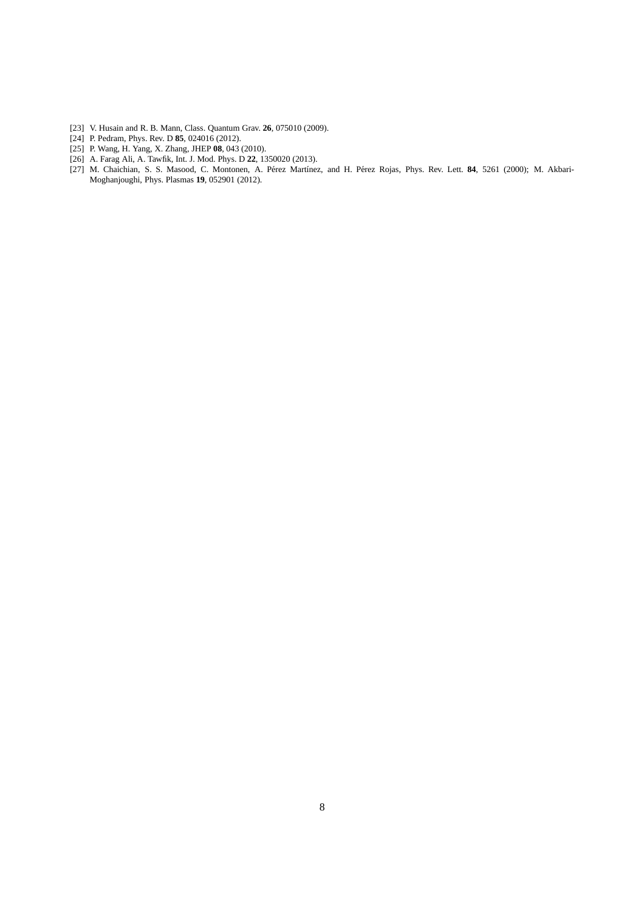[23] V. Husain and R. B. Mann, Class. Quantum Grav. **26**, 075010 (2009).
[24] P. Pedram, Phys. Rev. D **85**, 024016 (2012).
[25] P. Wang, H. Yang, X. Zhang, JHEP **08**, 043 (2010).
[26] A. Farag Ali, A. Tawfik, Int. J. Mod. Phys. D **22**, 1350020 (2013).
[27] M. Chaichian, S. S. Masood, C. Montonen, A. Pérez Martínez, and H. Pérez Rojas, Phys. Rev. Lett. **84**, 5261 (2000); M. Akbari-Moghanjoughi, Phys. Plasmas **19**, 052901 (2012).